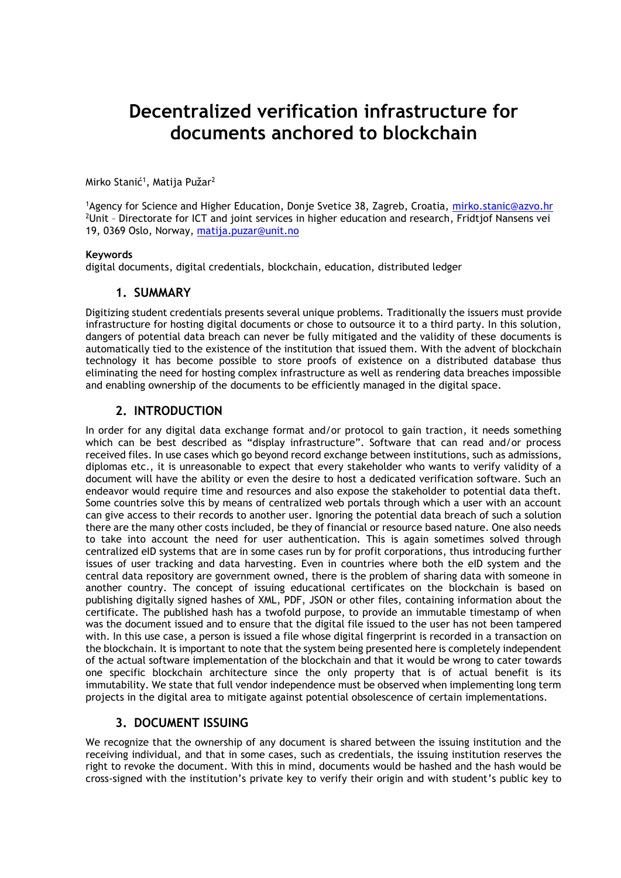# Decentralized verification infrastructure for documents anchored to blockchain

Mirko Stanić[1], Matija Pužar[2]

[1]Agency for Science and Higher Education, Donje Svetice 38, Zagreb, Croatia, mirko.stanic@azvo.hr
[2]Unit – Directorate for ICT and joint services in higher education and research, Fridtjof Nansens vei 19, 0369 Oslo, Norway, matija.puzar@unit.no

**Keywords**
digital documents, digital credentials, blockchain, education, distributed ledger

## 1. SUMMARY

Digitizing student credentials presents several unique problems. Traditionally the issuers must provide infrastructure for hosting digital documents or chose to outsource it to a third party. In this solution, dangers of potential data breach can never be fully mitigated and the validity of these documents is automatically tied to the existence of the institution that issued them. With the advent of blockchain technology it has become possible to store proofs of existence on a distributed database thus eliminating the need for hosting complex infrastructure as well as rendering data breaches impossible and enabling ownership of the documents to be efficiently managed in the digital space.

## 2. INTRODUCTION

In order for any digital data exchange format and/or protocol to gain traction, it needs something which can be best described as "display infrastructure". Software that can read and/or process received files. In use cases which go beyond record exchange between institutions, such as admissions, diplomas etc., it is unreasonable to expect that every stakeholder who wants to verify validity of a document will have the ability or even the desire to host a dedicated verification software. Such an endeavor would require time and resources and also expose the stakeholder to potential data theft. Some countries solve this by means of centralized web portals through which a user with an account can give access to their records to another user. Ignoring the potential data breach of such a solution there are the many other costs included, be they of financial or resource based nature. One also needs to take into account the need for user authentication. This is again sometimes solved through centralized eID systems that are in some cases run by for profit corporations, thus introducing further issues of user tracking and data harvesting. Even in countries where both the eID system and the central data repository are government owned, there is the problem of sharing data with someone in another country. The concept of issuing educational certificates on the blockchain is based on publishing digitally signed hashes of XML, PDF, JSON or other files, containing information about the certificate. The published hash has a twofold purpose, to provide an immutable timestamp of when was the document issued and to ensure that the digital file issued to the user has not been tampered with. In this use case, a person is issued a file whose digital fingerprint is recorded in a transaction on the blockchain. It is important to note that the system being presented here is completely independent of the actual software implementation of the blockchain and that it would be wrong to cater towards one specific blockchain architecture since the only property that is of actual benefit is its immutability. We state that full vendor independence must be observed when implementing long term projects in the digital area to mitigate against potential obsolescence of certain implementations.

## 3. DOCUMENT ISSUING

We recognize that the ownership of any document is shared between the issuing institution and the receiving individual, and that in some cases, such as credentials, the issuing institution reserves the right to revoke the document. With this in mind, documents would be hashed and the hash would be cross-signed with the institution's private key to verify their origin and with student's public key to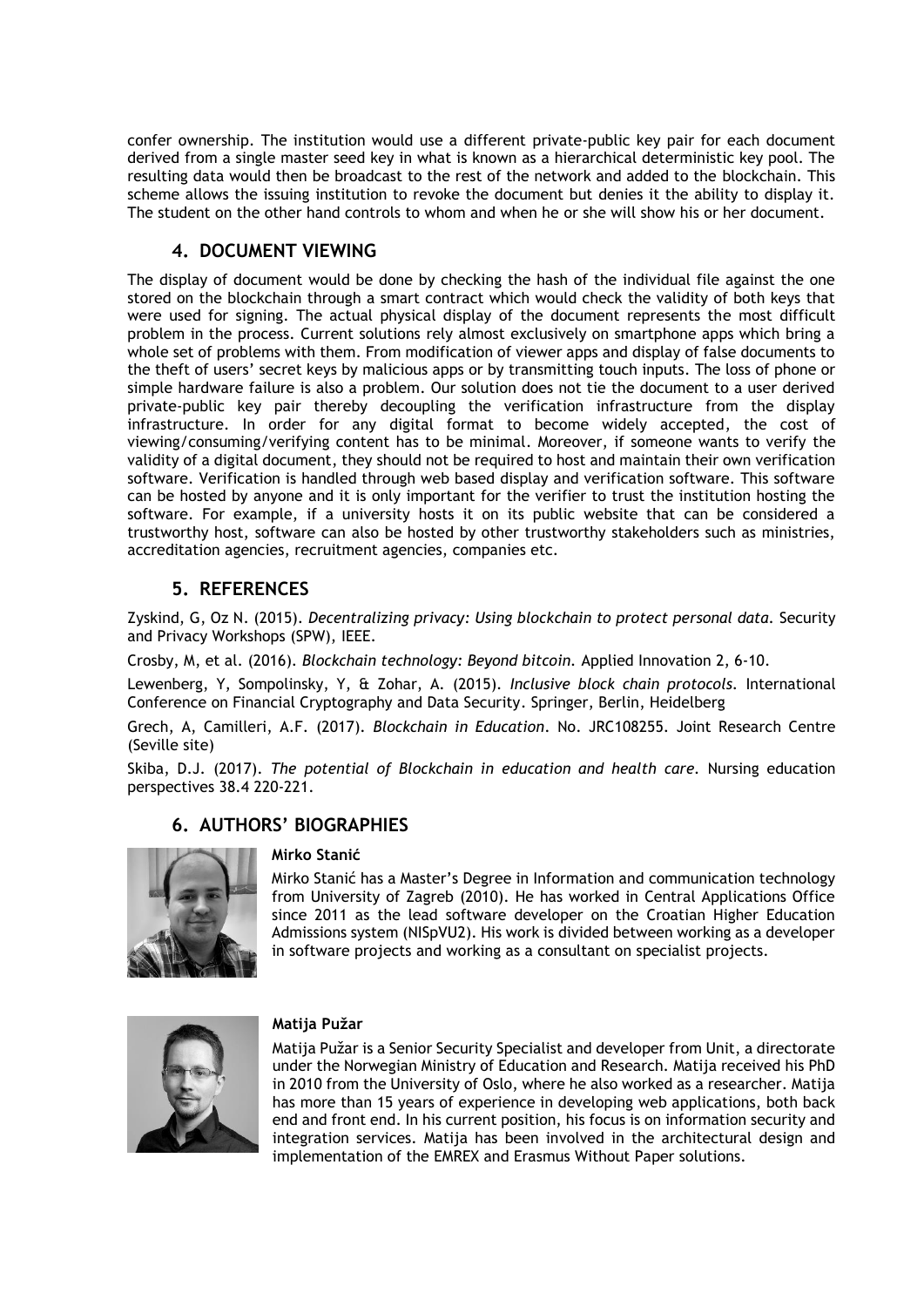confer ownership. The institution would use a different private-public key pair for each document derived from a single master seed key in what is known as a hierarchical deterministic key pool. The resulting data would then be broadcast to the rest of the network and added to the blockchain. This scheme allows the issuing institution to revoke the document but denies it the ability to display it. The student on the other hand controls to whom and when he or she will show his or her document.

## 4. DOCUMENT VIEWING

The display of document would be done by checking the hash of the individual file against the one stored on the blockchain through a smart contract which would check the validity of both keys that were used for signing. The actual physical display of the document represents the most difficult problem in the process. Current solutions rely almost exclusively on smartphone apps which bring a whole set of problems with them. From modification of viewer apps and display of false documents to the theft of users' secret keys by malicious apps or by transmitting touch inputs. The loss of phone or simple hardware failure is also a problem. Our solution does not tie the document to a user derived private-public key pair thereby decoupling the verification infrastructure from the display infrastructure. In order for any digital format to become widely accepted, the cost of viewing/consuming/verifying content has to be minimal. Moreover, if someone wants to verify the validity of a digital document, they should not be required to host and maintain their own verification software. Verification is handled through web based display and verification software. This software can be hosted by anyone and it is only important for the verifier to trust the institution hosting the software. For example, if a university hosts it on its public website that can be considered a trustworthy host, software can also be hosted by other trustworthy stakeholders such as ministries, accreditation agencies, recruitment agencies, companies etc.

## 5. REFERENCES

Zyskind, G, Oz N. (2015). *Decentralizing privacy: Using blockchain to protect personal data.* Security and Privacy Workshops (SPW), IEEE.

Crosby, M, et al. (2016). *Blockchain technology: Beyond bitcoin.* Applied Innovation 2, 6-10.

Lewenberg, Y, Sompolinsky, Y, & Zohar, A. (2015). *Inclusive block chain protocols.* International Conference on Financial Cryptography and Data Security. Springer, Berlin, Heidelberg

Grech, A, Camilleri, A.F. (2017). *Blockchain in Education.* No. JRC108255. Joint Research Centre (Seville site)

Skiba, D.J. (2017). *The potential of Blockchain in education and health care.* Nursing education perspectives 38.4 220-221.

## 6. AUTHORS' BIOGRAPHIES

**Mirko Stanić**

Mirko Stanić has a Master's Degree in Information and communication technology from University of Zagreb (2010). He has worked in Central Applications Office since 2011 as the lead software developer on the Croatian Higher Education Admissions system (NISpVU2). His work is divided between working as a developer in software projects and working as a consultant on specialist projects.

**Matija Pužar**

Matija Pužar is a Senior Security Specialist and developer from Unit, a directorate under the Norwegian Ministry of Education and Research. Matija received his PhD in 2010 from the University of Oslo, where he also worked as a researcher. Matija has more than 15 years of experience in developing web applications, both back end and front end. In his current position, his focus is on information security and integration services. Matija has been involved in the architectural design and implementation of the EMREX and Erasmus Without Paper solutions.